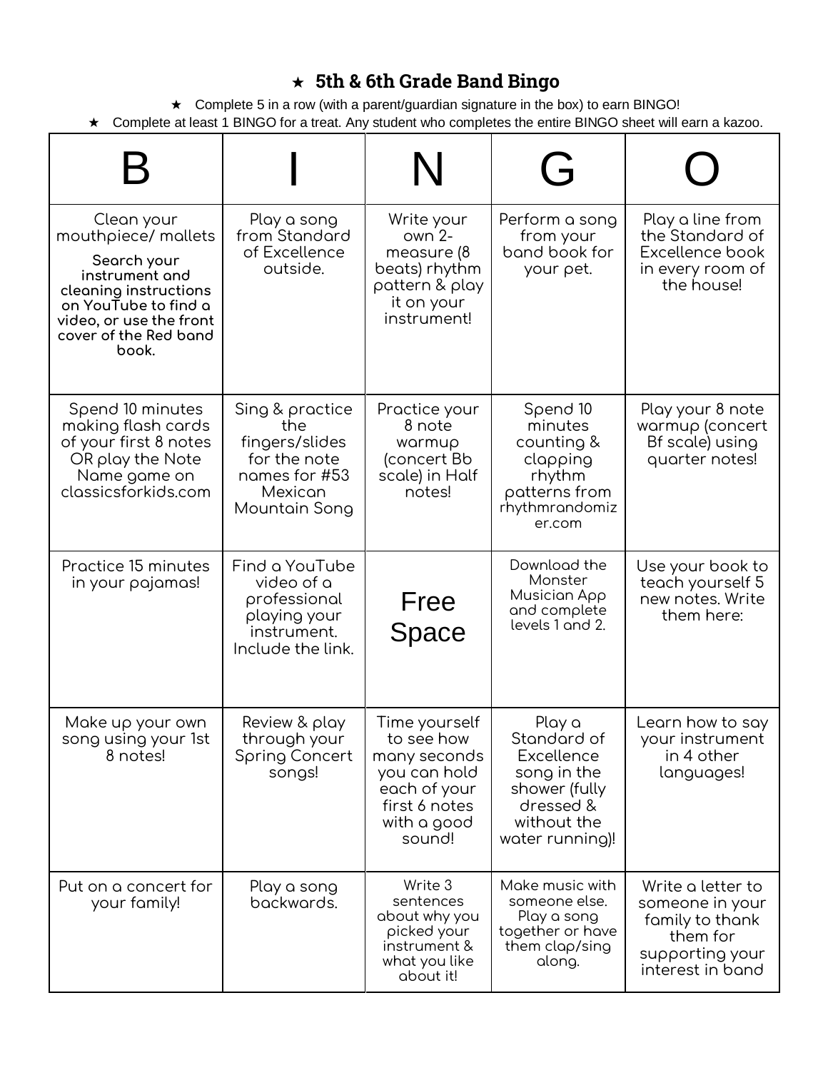## ★ 5th & 6th Grade Band Bingo

- ★ Complete 5 in a row (with a parent/guardian signature in the box) to earn BINGO!
- ★ Complete at least 1 BINGO for a treat. Any student who completes the entire BINGO sheet will earn a kazoo.

| B | I | N | G | O |
|---|---|---|---|---|
| Clean your mouthpiece/ mallets **Search your instrument and cleaning instructions on YouTube to find a video, or use the front cover of the Red band book.** | Play a song from Standard of Excellence outside. | Write your own 2-measure (8 beats) rhythm pattern & play it on your instrument! | Perform a song from your band book for your pet. | Play a line from the Standard of Excellence book in every room of the house! |
| Spend 10 minutes making flash cards of your first 8 notes OR play the Note Name game on classicsforkids.com | Sing & practice the fingers/slides for the note names for #53 Mexican Mountain Song | Practice your 8 note warmup (concert Bb scale) in Half notes! | Spend 10 minutes counting & clapping rhythm patterns from rhythmrandomizer.com | Play your 8 note warmup (concert Bf scale) using quarter notes! |
| Practice 15 minutes in your pajamas! | Find a YouTube video of a professional playing your instrument. Include the link. | Free Space | Download the Monster Musician App and complete levels 1 and 2. | Use your book to teach yourself 5 new notes. Write them here: |
| Make up your own song using your 1st 8 notes! | Review & play through your Spring Concert songs! | Time yourself to see how many seconds you can hold each of your first 6 notes with a good sound! | Play a Standard of Excellence song in the shower (fully dressed & without the water running)! | Learn how to say your instrument in 4 other languages! |
| Put on a concert for your family! | Play a song backwards. | Write 3 sentences about why you picked your instrument & what you like about it! | Make music with someone else. Play a song together or have them clap/sing along. | Write a letter to someone in your family to thank them for supporting your interest in band |